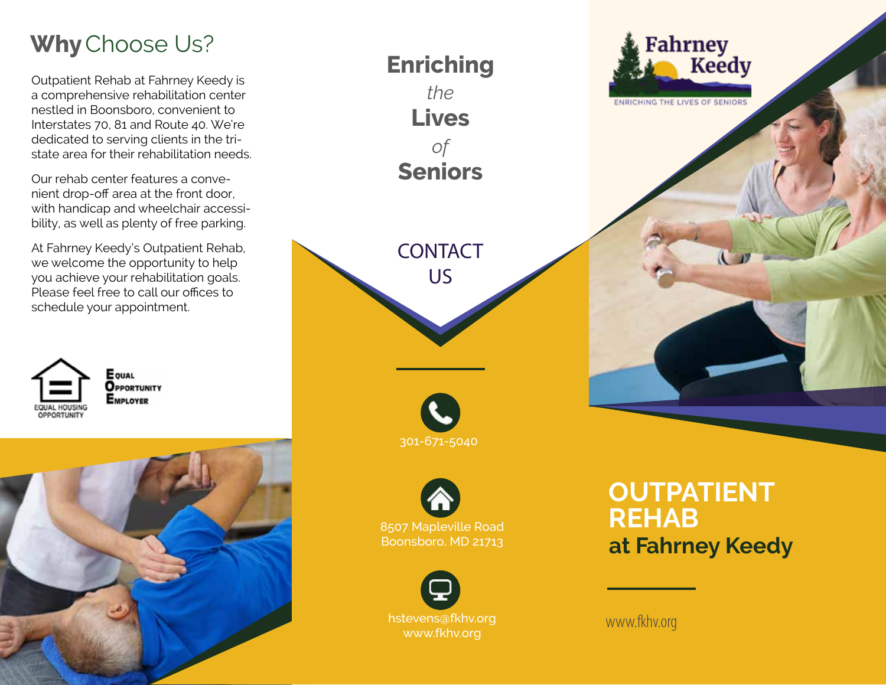## Why Choose Us?

Outpatient Rehab at Fahrney Keedy is a comprehensive rehabilitation center nestled in Boonsboro, convenient to Interstates 70, 81 and Route 40. We're dedicated to serving clients in the tri-state area for their rehabilitation needs.

Our rehab center features a convenient drop-off area at the front door, with handicap and wheelchair accessibility, as well as plenty of free parking.

At Fahrney Keedy's Outpatient Rehab, we welcome the opportunity to help you achieve your rehabilitation goals. Please feel free to call our offices to schedule your appointment.

EQUAL HOUSING OPPORTUNITY

Equal Opportunity Employer

# **Enriching** *the* **Lives** *of* **Seniors**

## CONTACT US

301-671-5040

8507 Mapleville Road
Boonsboro, MD 21713

hstevens@fkhv.org
www.fkhv.org

Fahrney Keedy

ENRICHING THE LIVES OF SENIORS

# OUTPATIENT REHAB

## at Fahrney Keedy

www.fkhv.org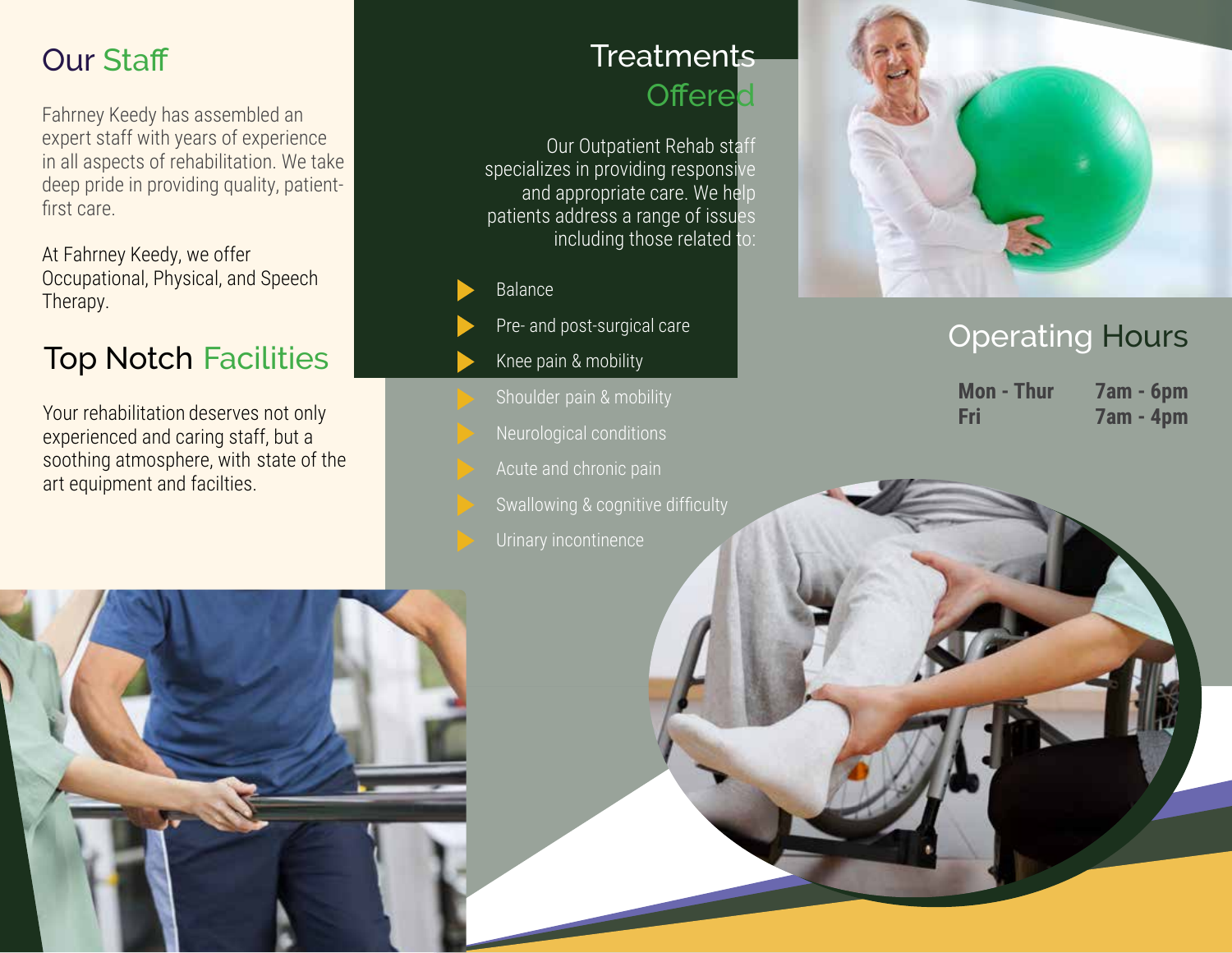## Our Staff

Fahrney Keedy has assembled an expert staff with years of experience in all aspects of rehabilitation. We take deep pride in providing quality, patient-first care.

At Fahrney Keedy, we offer Occupational, Physical, and Speech Therapy.

## Top Notch Facilities

Your rehabilitation deserves not only experienced and caring staff, but a soothing atmosphere, with state of the art equipment and facilties.

## Treatments Offered

Our Outpatient Rehab staff specializes in providing responsive and appropriate care. We help patients address a range of issues including those related to:

- Balance
- Pre- and post-surgical care
- Knee pain & mobility
- Shoulder pain & mobility
- Neurological conditions
- Acute and chronic pain
- Swallowing & cognitive difficulty
- Urinary incontinence

## Operating Hours

| | |
|---|---|
| **Mon - Thur** | **7am - 6pm** |
| **Fri** | **7am - 4pm** |